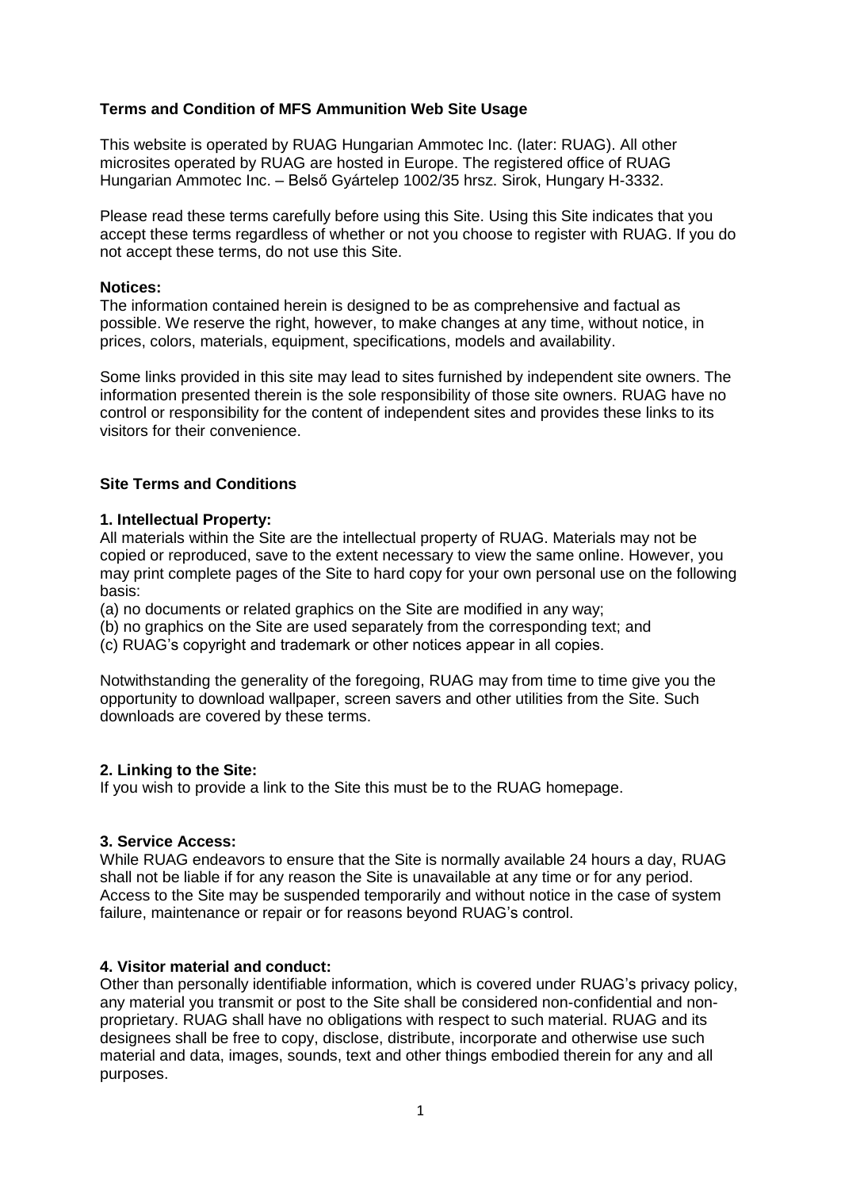**Terms and Condition of MFS Ammunition Web Site Usage**

This website is operated by RUAG Hungarian Ammotec Inc. (later: RUAG). All other microsites operated by RUAG are hosted in Europe. The registered office of RUAG Hungarian Ammotec Inc. – Belső Gyártelep 1002/35 hrsz. Sirok, Hungary H-3332.

Please read these terms carefully before using this Site. Using this Site indicates that you accept these terms regardless of whether or not you choose to register with RUAG. If you do not accept these terms, do not use this Site.

**Notices:**
The information contained herein is designed to be as comprehensive and factual as possible. We reserve the right, however, to make changes at any time, without notice, in prices, colors, materials, equipment, specifications, models and availability.

Some links provided in this site may lead to sites furnished by independent site owners. The information presented therein is the sole responsibility of those site owners. RUAG have no control or responsibility for the content of independent sites and provides these links to its visitors for their convenience.

**Site Terms and Conditions**

**1. Intellectual Property:**
All materials within the Site are the intellectual property of RUAG. Materials may not be copied or reproduced, save to the extent necessary to view the same online. However, you may print complete pages of the Site to hard copy for your own personal use on the following basis:
(a) no documents or related graphics on the Site are modified in any way;
(b) no graphics on the Site are used separately from the corresponding text; and
(c) RUAG's copyright and trademark or other notices appear in all copies.

Notwithstanding the generality of the foregoing, RUAG may from time to time give you the opportunity to download wallpaper, screen savers and other utilities from the Site. Such downloads are covered by these terms.

**2. Linking to the Site:**
If you wish to provide a link to the Site this must be to the RUAG homepage.

**3. Service Access:**
While RUAG endeavors to ensure that the Site is normally available 24 hours a day, RUAG shall not be liable if for any reason the Site is unavailable at any time or for any period. Access to the Site may be suspended temporarily and without notice in the case of system failure, maintenance or repair or for reasons beyond RUAG's control.

**4. Visitor material and conduct:**
Other than personally identifiable information, which is covered under RUAG's privacy policy, any material you transmit or post to the Site shall be considered non-confidential and non-proprietary. RUAG shall have no obligations with respect to such material. RUAG and its designees shall be free to copy, disclose, distribute, incorporate and otherwise use such material and data, images, sounds, text and other things embodied therein for any and all purposes.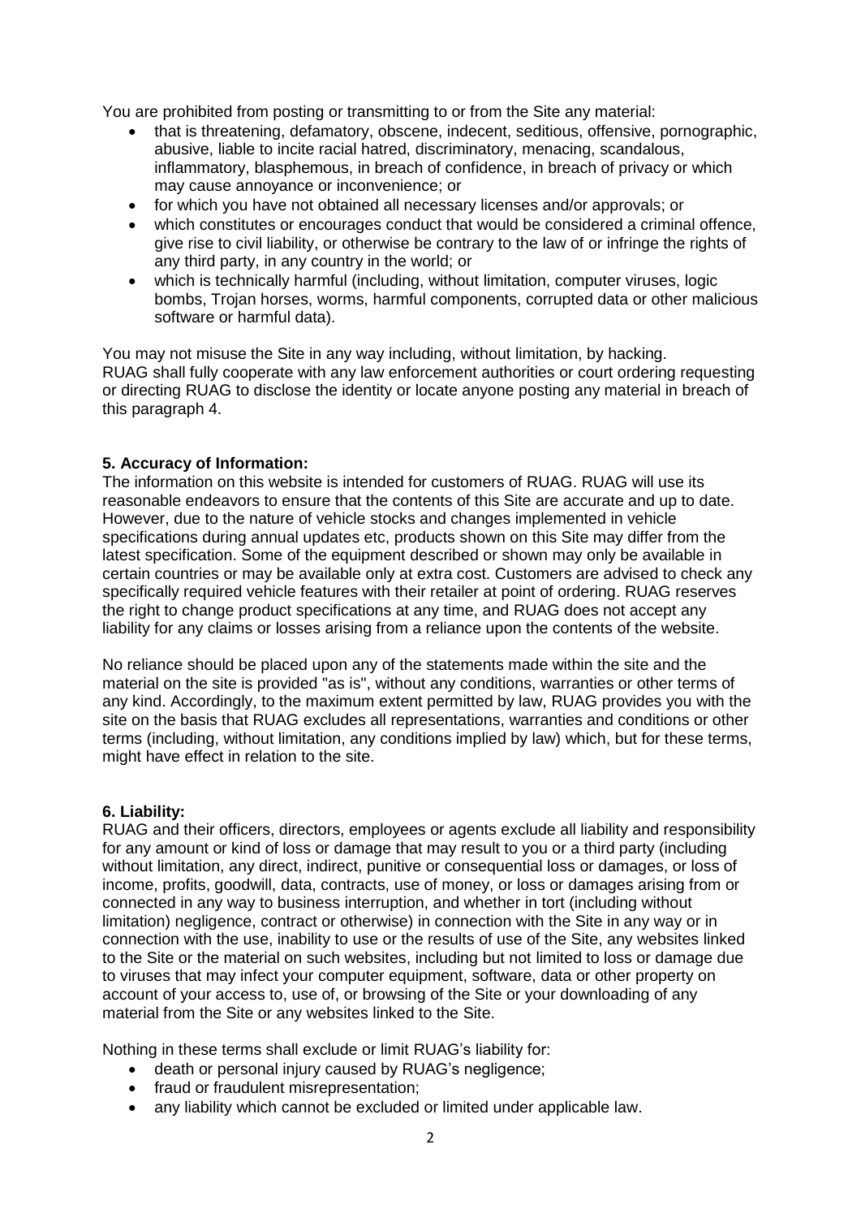You are prohibited from posting or transmitting to or from the Site any material:

- that is threatening, defamatory, obscene, indecent, seditious, offensive, pornographic, abusive, liable to incite racial hatred, discriminatory, menacing, scandalous, inflammatory, blasphemous, in breach of confidence, in breach of privacy or which may cause annoyance or inconvenience; or
- for which you have not obtained all necessary licenses and/or approvals; or
- which constitutes or encourages conduct that would be considered a criminal offence, give rise to civil liability, or otherwise be contrary to the law of or infringe the rights of any third party, in any country in the world; or
- which is technically harmful (including, without limitation, computer viruses, logic bombs, Trojan horses, worms, harmful components, corrupted data or other malicious software or harmful data).

You may not misuse the Site in any way including, without limitation, by hacking.
RUAG shall fully cooperate with any law enforcement authorities or court ordering requesting or directing RUAG to disclose the identity or locate anyone posting any material in breach of this paragraph 4.

**5. Accuracy of Information:**

The information on this website is intended for customers of RUAG. RUAG will use its reasonable endeavors to ensure that the contents of this Site are accurate and up to date. However, due to the nature of vehicle stocks and changes implemented in vehicle specifications during annual updates etc, products shown on this Site may differ from the latest specification. Some of the equipment described or shown may only be available in certain countries or may be available only at extra cost. Customers are advised to check any specifically required vehicle features with their retailer at point of ordering. RUAG reserves the right to change product specifications at any time, and RUAG does not accept any liability for any claims or losses arising from a reliance upon the contents of the website.

No reliance should be placed upon any of the statements made within the site and the material on the site is provided "as is", without any conditions, warranties or other terms of any kind. Accordingly, to the maximum extent permitted by law, RUAG provides you with the site on the basis that RUAG excludes all representations, warranties and conditions or other terms (including, without limitation, any conditions implied by law) which, but for these terms, might have effect in relation to the site.

**6. Liability:**

RUAG and their officers, directors, employees or agents exclude all liability and responsibility for any amount or kind of loss or damage that may result to you or a third party (including without limitation, any direct, indirect, punitive or consequential loss or damages, or loss of income, profits, goodwill, data, contracts, use of money, or loss or damages arising from or connected in any way to business interruption, and whether in tort (including without limitation) negligence, contract or otherwise) in connection with the Site in any way or in connection with the use, inability to use or the results of use of the Site, any websites linked to the Site or the material on such websites, including but not limited to loss or damage due to viruses that may infect your computer equipment, software, data or other property on account of your access to, use of, or browsing of the Site or your downloading of any material from the Site or any websites linked to the Site.

Nothing in these terms shall exclude or limit RUAG's liability for:

- death or personal injury caused by RUAG's negligence;
- fraud or fraudulent misrepresentation;
- any liability which cannot be excluded or limited under applicable law.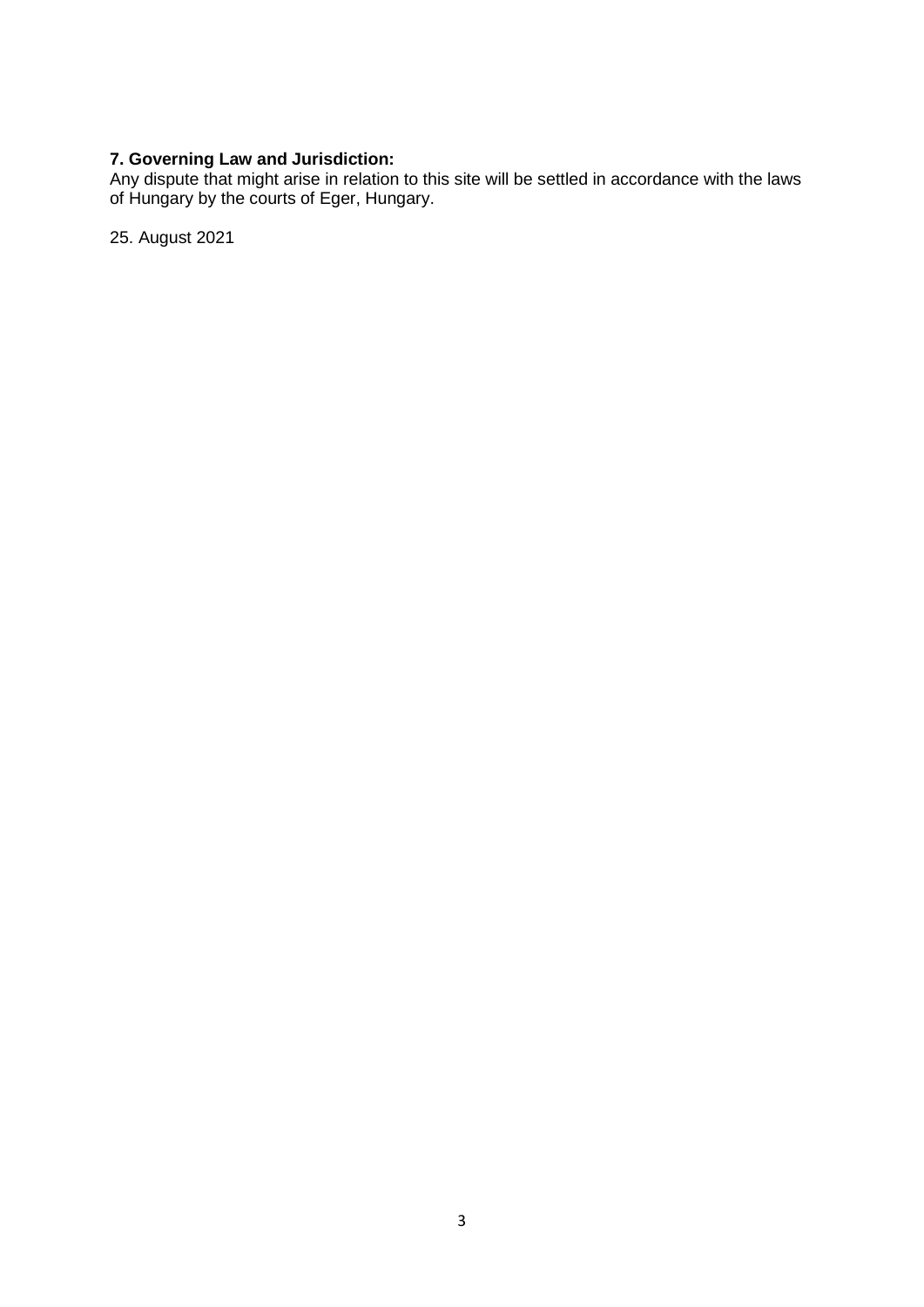**7. Governing Law and Jurisdiction:**
Any dispute that might arise in relation to this site will be settled in accordance with the laws of Hungary by the courts of Eger, Hungary.

25. August 2021